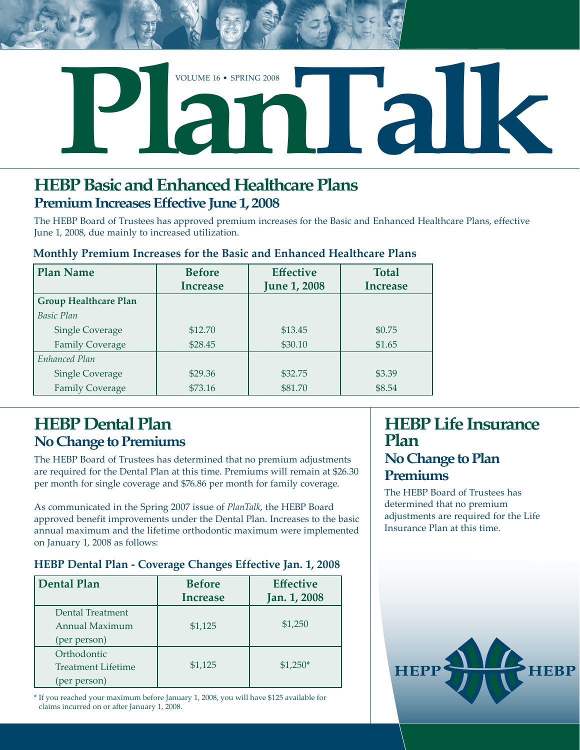# PlanTalk

VOLUME 16 • SPRING 2008

## HEBP Basic and Enhanced Healthcare Plans

### Premium Increases Effective June 1, 2008

The HEBP Board of Trustees has approved premium increases for the Basic and Enhanced Healthcare Plans, effective June 1, 2008, due mainly to increased utilization.

**Monthly Premium Increases for the Basic and Enhanced Healthcare Plans**

| Plan Name | Before Increase | Effective June 1, 2008 | Total Increase |
|---|---|---|---|
| **Group Healthcare Plan** | | | |
| *Basic Plan* | | | |
| Single Coverage | $12.70 | $13.45 | $0.75 |
| Family Coverage | $28.45 | $30.10 | $1.65 |
| *Enhanced Plan* | | | |
| Single Coverage | $29.36 | $32.75 | $3.39 |
| Family Coverage | $73.16 | $81.70 | $8.54 |

## HEBP Dental Plan

### No Change to Premiums

The HEBP Board of Trustees has determined that no premium adjustments are required for the Dental Plan at this time. Premiums will remain at $26.30 per month for single coverage and $76.86 per month for family coverage.

As communicated in the Spring 2007 issue of *PlanTalk*, the HEBP Board approved benefit improvements under the Dental Plan. Increases to the basic annual maximum and the lifetime orthodontic maximum were implemented on January 1, 2008 as follows:

**HEBP Dental Plan - Coverage Changes Effective Jan. 1, 2008**

| Dental Plan | Before Increase | Effective Jan. 1, 2008 |
|---|---|---|
| Dental Treatment Annual Maximum (per person) | $1,125 | $1,250 |
| Orthodontic Treatment Lifetime (per person) | $1,125 | $1,250* |

\* If you reached your maximum before January 1, 2008, you will have $125 available for claims incurred on or after January 1, 2008.

## HEBP Life Insurance Plan

### No Change to Plan Premiums

The HEBP Board of Trustees has determined that no premium adjustments are required for the Life Insurance Plan at this time.

HEPP HEBP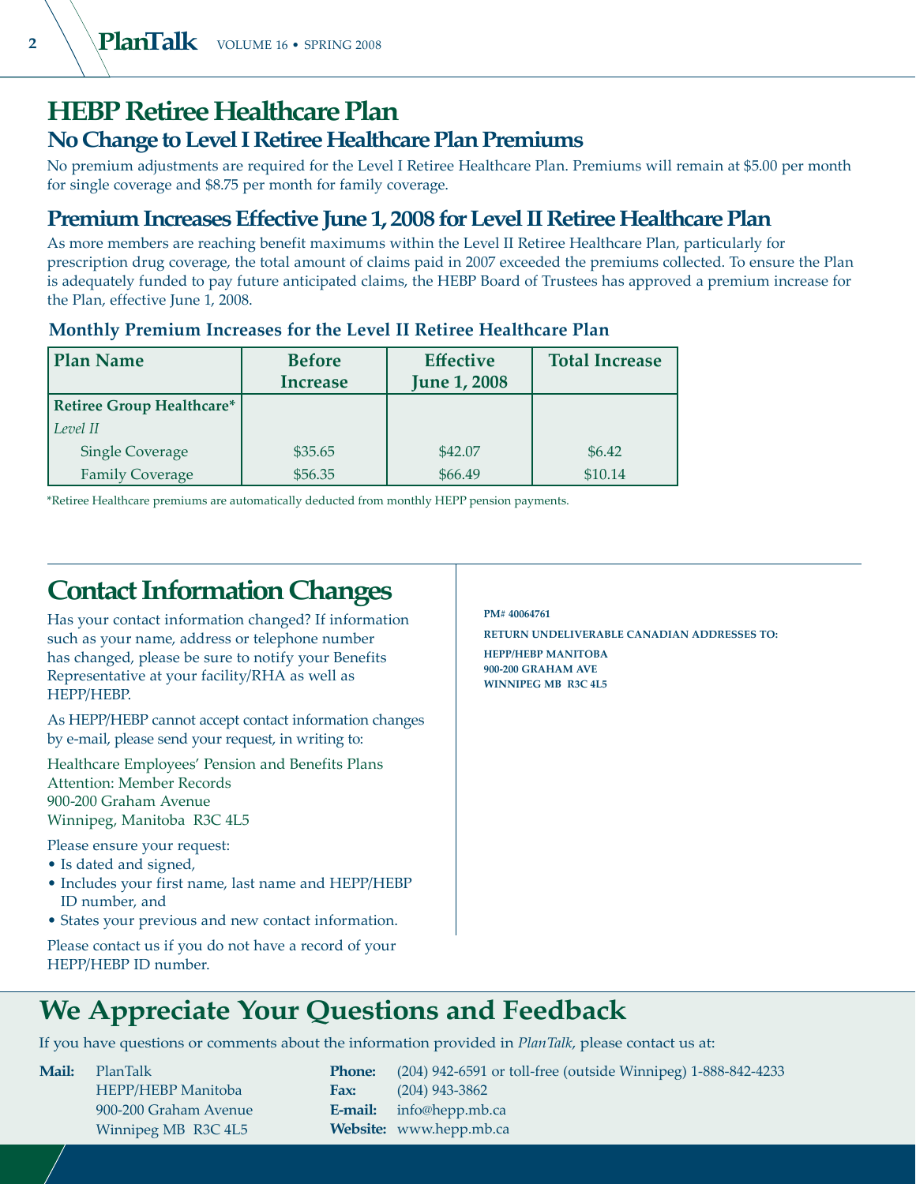# HEBP Retiree Healthcare Plan

## No Change to Level I Retiree Healthcare Plan Premiums

No premium adjustments are required for the Level I Retiree Healthcare Plan. Premiums will remain at $5.00 per month for single coverage and $8.75 per month for family coverage.

## Premium Increases Effective June 1, 2008 for Level II Retiree Healthcare Plan

As more members are reaching benefit maximums within the Level II Retiree Healthcare Plan, particularly for prescription drug coverage, the total amount of claims paid in 2007 exceeded the premiums collected. To ensure the Plan is adequately funded to pay future anticipated claims, the HEBP Board of Trustees has approved a premium increase for the Plan, effective June 1, 2008.

**Monthly Premium Increases for the Level II Retiree Healthcare Plan**

| Plan Name | Before Increase | Effective June 1, 2008 | Total Increase |
|---|---|---|---|
| **Retiree Group Healthcare*** | | | |
| *Level II* | | | |
| Single Coverage | $35.65 | $42.07 | $6.42 |
| Family Coverage | $56.35 | $66.49 | $10.14 |

*Retiree Healthcare premiums are automatically deducted from monthly HEPP pension payments.

# Contact Information Changes

Has your contact information changed? If information such as your name, address or telephone number has changed, please be sure to notify your Benefits Representative at your facility/RHA as well as HEPP/HEBP.

As HEPP/HEBP cannot accept contact information changes by e-mail, please send your request, in writing to:

Healthcare Employees' Pension and Benefits Plans
Attention: Member Records
900-200 Graham Avenue
Winnipeg, Manitoba R3C 4L5

Please ensure your request:

- Is dated and signed,
- Includes your first name, last name and HEPP/HEBP ID number, and
- States your previous and new contact information.

Please contact us if you do not have a record of your HEPP/HEBP ID number.

**PM# 40064761**

**RETURN UNDELIVERABLE CANADIAN ADDRESSES TO:**

**HEPP/HEBP MANITOBA**
**900-200 GRAHAM AVE**
**WINNIPEG MB R3C 4L5**

# We Appreciate Your Questions and Feedback

If you have questions or comments about the information provided in *PlanTalk*, please contact us at:

**Mail:** PlanTalk
HEPP/HEBP Manitoba
900-200 Graham Avenue
Winnipeg MB R3C 4L5

**Phone:** (204) 942-6591 or toll-free (outside Winnipeg) 1-888-842-4233
**Fax:** (204) 943-3862
**E-mail:** info@hepp.mb.ca
**Website:** www.hepp.mb.ca